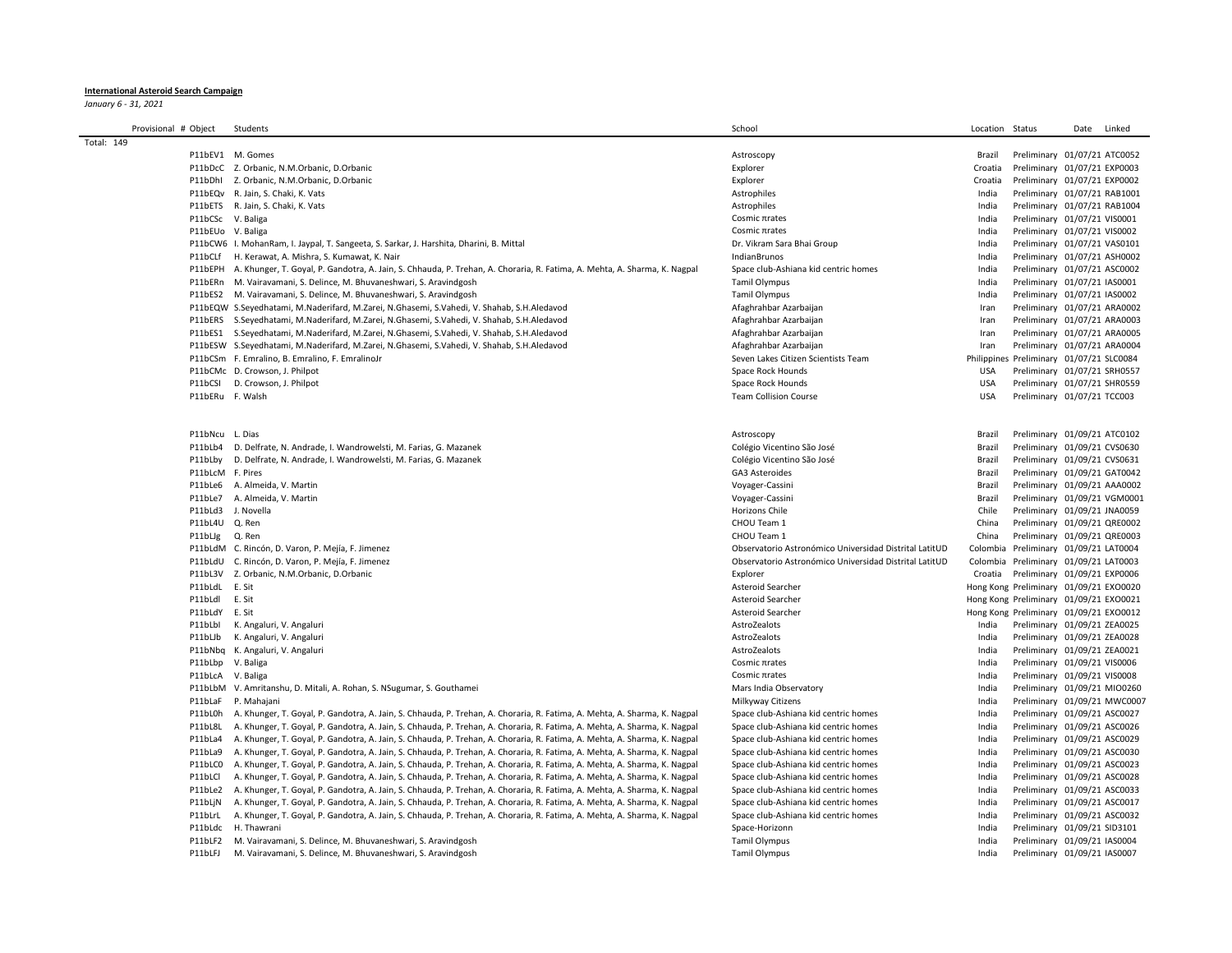**International Asteroid Search Campaign**

*January 6 - 31, 2021*

| Provisional # | Object | Students | School | Location | Status | Date | Linked |
|---|---|---|---|---|---|---|---|
| Total: 149 | | | | | | | |
| | P11bEV1 | M. Gomes | Astroscopy | Brazil | Preliminary | 01/07/21 | ATC0052 |
| | P11bDcC | Z. Orbanic, N.M.Orbanic, D.Orbanic | Explorer | Croatia | Preliminary | 01/07/21 | EXP0003 |
| | P11bDhI | Z. Orbanic, N.M.Orbanic, D.Orbanic | Explorer | Croatia | Preliminary | 01/07/21 | EXP0002 |
| | P11bEQv | R. Jain, S. Chaki, K. Vats | Astrophiles | India | Preliminary | 01/07/21 | RAB1001 |
| | P11bETS | R. Jain, S. Chaki, K. Vats | Astrophiles | India | Preliminary | 01/07/21 | RAB1004 |
| | P11bCSc | V. Baliga | Cosmic πrates | India | Preliminary | 01/07/21 | VIS0001 |
| | P11bEUo | V. Baliga | Cosmic πrates | India | Preliminary | 01/07/21 | VIS0002 |
| | P11bCW6 | I. MohanRam, I. Jaypal, T. Sangeeta, S. Sarkar, J. Harshita, Dharini, B. Mittal | Dr. Vikram Sara Bhai Group | India | Preliminary | 01/07/21 | VAS0101 |
| | P11bCLf | H. Kerawat, A. Mishra, S. Kumawat, K. Nair | IndianBrunos | India | Preliminary | 01/07/21 | ASH0002 |
| | P11bEPH | A. Khunger, T. Goyal, P. Gandotra, A. Jain, S. Chhauda, P. Trehan, A. Choraria, R. Fatima, A. Mehta, A. Sharma, K. Nagpal | Space club-Ashiana kid centric homes | India | Preliminary | 01/07/21 | ASC0002 |
| | P11bERn | M. Vairavamani, S. Delince, M. Bhuvaneshwari, S. Aravindgosh | Tamil Olympus | India | Preliminary | 01/07/21 | IAS0001 |
| | P11bES2 | M. Vairavamani, S. Delince, M. Bhuvaneshwari, S. Aravindgosh | Tamil Olympus | India | Preliminary | 01/07/21 | IAS0002 |
| | P11bEQW | S.Seyedhatami, M.Naderifard, M.Zarei, N.Ghasemi, S.Vahedi, V. Shahab, S.H.Aledavod | Afaghrahbar Azarbaijan | Iran | Preliminary | 01/07/21 | ARA0002 |
| | P11bERS | S.Seyedhatami, M.Naderifard, M.Zarei, N.Ghasemi, S.Vahedi, V. Shahab, S.H.Aledavod | Afaghrahbar Azarbaijan | Iran | Preliminary | 01/07/21 | ARA0003 |
| | P11bES1 | S.Seyedhatami, M.Naderifard, M.Zarei, N.Ghasemi, S.Vahedi, V. Shahab, S.H.Aledavod | Afaghrahbar Azarbaijan | Iran | Preliminary | 01/07/21 | ARA0005 |
| | P11bESW | S.Seyedhatami, M.Naderifard, M.Zarei, N.Ghasemi, S.Vahedi, V. Shahab, S.H.Aledavod | Afaghrahbar Azarbaijan | Iran | Preliminary | 01/07/21 | ARA0004 |
| | P11bCSm | F. Emralino, B. Emralino, F. EmralinoJr | Seven Lakes Citizen Scientists Team | Philippines | Preliminary | 01/07/21 | SLC0084 |
| | P11bCMc | D. Crowson, J. Philpot | Space Rock Hounds | USA | Preliminary | 01/07/21 | SRH0557 |
| | P11bCSl | D. Crowson, J. Philpot | Space Rock Hounds | USA | Preliminary | 01/07/21 | SHR0559 |
| | P11bERu | F. Walsh | Team Collision Course | USA | Preliminary | 01/07/21 | TCC003 |
| | | | | | | | |
| | P11bNcu | L. Dias | Astroscopy | Brazil | Preliminary | 01/09/21 | ATC0102 |
| | P11bLb4 | D. Delfrate, N. Andrade, I. Wandrowelsti, M. Farias, G. Mazanek | Colégio Vicentino São José | Brazil | Preliminary | 01/09/21 | CVS0630 |
| | P11bLby | D. Delfrate, N. Andrade, I. Wandrowelsti, M. Farias, G. Mazanek | Colégio Vicentino São José | Brazil | Preliminary | 01/09/21 | CVS0631 |
| | P11bLcM | F. Pires | GA3 Asteroides | Brazil | Preliminary | 01/09/21 | GAT0042 |
| | P11bLe6 | A. Almeida, V. Martin | Voyager-Cassini | Brazil | Preliminary | 01/09/21 | AAA0002 |
| | P11bLe7 | A. Almeida, V. Martin | Voyager-Cassini | Brazil | Preliminary | 01/09/21 | VGM0001 |
| | P11bLd3 | J. Novella | Horizons Chile | Chile | Preliminary | 01/09/21 | JNA0059 |
| | P11bL4U | Q. Ren | CHOU Team 1 | China | Preliminary | 01/09/21 | QRE0002 |
| | P11bLJg | Q. Ren | CHOU Team 1 | China | Preliminary | 01/09/21 | QRE0003 |
| | P11bLdM | C. Rincón, D. Varon, P. Mejía, F. Jimenez | Observatorio Astronómico Universidad Distrital LatitUD | Colombia | Preliminary | 01/09/21 | LAT0004 |
| | P11bLdU | C. Rincón, D. Varon, P. Mejía, F. Jimenez | Observatorio Astronómico Universidad Distrital LatitUD | Colombia | Preliminary | 01/09/21 | LAT0003 |
| | P11bL3V | Z. Orbanic, N.M.Orbanic, D.Orbanic | Explorer | Croatia | Preliminary | 01/09/21 | EXP0006 |
| | P11bLdL | E. Sit | Asteroid Searcher | Hong Kong | Preliminary | 01/09/21 | EXO0020 |
| | P11bLdl | E. Sit | Asteroid Searcher | Hong Kong | Preliminary | 01/09/21 | EXO0021 |
| | P11bLdY | E. Sit | Asteroid Searcher | Hong Kong | Preliminary | 01/09/21 | EXO0012 |
| | P11bLbl | K. Angaluri, V. Angaluri | AstroZealots | India | Preliminary | 01/09/21 | ZEA0025 |
| | P11bLJb | K. Angaluri, V. Angaluri | AstroZealots | India | Preliminary | 01/09/21 | ZEA0028 |
| | P11bNbq | K. Angaluri, V. Angaluri | AstroZealots | India | Preliminary | 01/09/21 | ZEA0021 |
| | P11bLbp | V. Baliga | Cosmic πrates | India | Preliminary | 01/09/21 | VIS0006 |
| | P11bLcA | V. Baliga | Cosmic πrates | India | Preliminary | 01/09/21 | VIS0008 |
| | P11bLbM | V. Amritanshu, D. Mitali, A. Rohan, S. NSugumar, S. Gouthamei | Mars India Observatory | India | Preliminary | 01/09/21 | MIO0260 |
| | P11bLaF | P. Mahajani | Milkyway Citizens | India | Preliminary | 01/09/21 | MWC0007 |
| | P11bL0h | A. Khunger, T. Goyal, P. Gandotra, A. Jain, S. Chhauda, P. Trehan, A. Choraria, R. Fatima, A. Mehta, A. Sharma, K. Nagpal | Space club-Ashiana kid centric homes | India | Preliminary | 01/09/21 | ASC0027 |
| | P11bL8L | A. Khunger, T. Goyal, P. Gandotra, A. Jain, S. Chhauda, P. Trehan, A. Choraria, R. Fatima, A. Mehta, A. Sharma, K. Nagpal | Space club-Ashiana kid centric homes | India | Preliminary | 01/09/21 | ASC0026 |
| | P11bLa4 | A. Khunger, T. Goyal, P. Gandotra, A. Jain, S. Chhauda, P. Trehan, A. Choraria, R. Fatima, A. Mehta, A. Sharma, K. Nagpal | Space club-Ashiana kid centric homes | India | Preliminary | 01/09/21 | ASC0029 |
| | P11bLa9 | A. Khunger, T. Goyal, P. Gandotra, A. Jain, S. Chhauda, P. Trehan, A. Choraria, R. Fatima, A. Mehta, A. Sharma, K. Nagpal | Space club-Ashiana kid centric homes | India | Preliminary | 01/09/21 | ASC0030 |
| | P11bLC0 | A. Khunger, T. Goyal, P. Gandotra, A. Jain, S. Chhauda, P. Trehan, A. Choraria, R. Fatima, A. Mehta, A. Sharma, K. Nagpal | Space club-Ashiana kid centric homes | India | Preliminary | 01/09/21 | ASC0023 |
| | P11bLCl | A. Khunger, T. Goyal, P. Gandotra, A. Jain, S. Chhauda, P. Trehan, A. Choraria, R. Fatima, A. Mehta, A. Sharma, K. Nagpal | Space club-Ashiana kid centric homes | India | Preliminary | 01/09/21 | ASC0028 |
| | P11bLe2 | A. Khunger, T. Goyal, P. Gandotra, A. Jain, S. Chhauda, P. Trehan, A. Choraria, R. Fatima, A. Mehta, A. Sharma, K. Nagpal | Space club-Ashiana kid centric homes | India | Preliminary | 01/09/21 | ASC0033 |
| | P11bLjN | A. Khunger, T. Goyal, P. Gandotra, A. Jain, S. Chhauda, P. Trehan, A. Choraria, R. Fatima, A. Mehta, A. Sharma, K. Nagpal | Space club-Ashiana kid centric homes | India | Preliminary | 01/09/21 | ASC0017 |
| | P11bLrL | A. Khunger, T. Goyal, P. Gandotra, A. Jain, S. Chhauda, P. Trehan, A. Choraria, R. Fatima, A. Mehta, A. Sharma, K. Nagpal | Space club-Ashiana kid centric homes | India | Preliminary | 01/09/21 | ASC0032 |
| | P11bLdc | H. Thawrani | Space-Horizonn | India | Preliminary | 01/09/21 | SID3101 |
| | P11bLF2 | M. Vairavamani, S. Delince, M. Bhuvaneshwari, S. Aravindgosh | Tamil Olympus | India | Preliminary | 01/09/21 | IAS0004 |
| | P11bLFJ | M. Vairavamani, S. Delince, M. Bhuvaneshwari, S. Aravindgosh | Tamil Olympus | India | Preliminary | 01/09/21 | IAS0007 |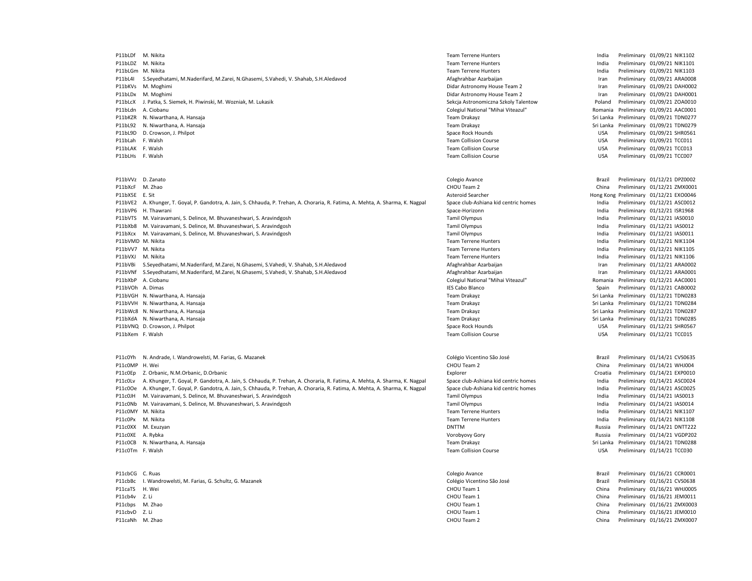| | | | | | | |
|---|---|---|---|---|---|---|
| P11bLDf | M. Nikita | Team Terrene Hunters | India | Preliminary | 01/09/21 | NIK1102 |
| P11bLDZ | M. Nikita | Team Terrene Hunters | India | Preliminary | 01/09/21 | NIK1101 |
| P11bLGm | M. Nikita | Team Terrene Hunters | India | Preliminary | 01/09/21 | NIK1103 |
| P11bL4I | S.Seyedhatami, M.Naderifard, M.Zarei, N.Ghasemi, S.Vahedi, V. Shahab, S.H.Aledavod | Afaghrahbar Azarbaijan | Iran | Preliminary | 01/09/21 | ARA0008 |
| P11bKVs | M. Moghimi | Didar Astronomy House Team 2 | Iran | Preliminary | 01/09/21 | DAH0002 |
| P11bLDx | M. Moghimi | Didar Astronomy House Team 2 | Iran | Preliminary | 01/09/21 | DAH0001 |
| P11bLcX | J. Patka, S. Siemek, H. Piwinski, M. Wozniak, M. Lukasik | Sekcja Astronomiczna Szkoly Talentow | Poland | Preliminary | 01/09/21 | ZOA0010 |
| P11bLdn | A. Ciobanu | Colegiul National "Mihai Viteazul" | Romania | Preliminary | 01/09/21 | AAC0001 |
| P11bKZR | N. Niwarthana, A. Hansaja | Team Drakayz | Sri Lanka | Preliminary | 01/09/21 | TDN0277 |
| P11bL92 | N. Niwarthana, A. Hansaja | Team Drakayz | Sri Lanka | Preliminary | 01/09/21 | TDN0279 |
| P11bL9D | D. Crowson, J. Philpot | Space Rock Hounds | USA | Preliminary | 01/09/21 | SHR0561 |
| P11bLah | F. Walsh | Team Collision Course | USA | Preliminary | 01/09/21 | TCC011 |
| P11bLAK | F. Walsh | Team Collision Course | USA | Preliminary | 01/09/21 | TCC013 |
| P11bLHs | F. Walsh | Team Collision Course | USA | Preliminary | 01/09/21 | TCC007 |
| | | | | | | |
| P11bVVz | D. Zanato | Colegio Avance | Brazil | Preliminary | 01/12/21 | DPZ0002 |
| P11bXcF | M. Zhao | CHOU Team 2 | China | Preliminary | 01/12/21 | ZMX0001 |
| P11bX5E | E. Sit | Asteroid Searcher | Hong Kong | Preliminary | 01/12/21 | EXO0046 |
| P11bVE2 | A. Khunger, T. Goyal, P. Gandotra, A. Jain, S. Chhauda, P. Trehan, A. Choraria, R. Fatima, A. Mehta, A. Sharma, K. Nagpal | Space club-Ashiana kid centric homes | India | Preliminary | 01/12/21 | ASC0012 |
| P11bVP6 | H. Thawrani | Space-Horizonn | India | Preliminary | 01/12/21 | ISR1968 |
| P11bVTS | M. Vairavamani, S. Delince, M. Bhuvaneshwari, S. Aravindgosh | Tamil Olympus | India | Preliminary | 01/12/21 | IAS0010 |
| P11bXb8 | M. Vairavamani, S. Delince, M. Bhuvaneshwari, S. Aravindgosh | Tamil Olympus | India | Preliminary | 01/12/21 | IAS0012 |
| P11bXcx | M. Vairavamani, S. Delince, M. Bhuvaneshwari, S. Aravindgosh | Tamil Olympus | India | Preliminary | 01/12/21 | IAS0011 |
| P11bVMD | M. Nikita | Team Terrene Hunters | India | Preliminary | 01/12/21 | NIK1104 |
| P11bVV7 | M. Nikita | Team Terrene Hunters | India | Preliminary | 01/12/21 | NIK1105 |
| P11bVXJ | M. Nikita | Team Terrene Hunters | India | Preliminary | 01/12/21 | NIK1106 |
| P11bVBi | S.Seyedhatami, M.Naderifard, M.Zarei, N.Ghasemi, S.Vahedi, V. Shahab, S.H.Aledavod | Afaghrahbar Azarbaijan | Iran | Preliminary | 01/12/21 | ARA0002 |
| P11bVNf | S.Seyedhatami, M.Naderifard, M.Zarei, N.Ghasemi, S.Vahedi, V. Shahab, S.H.Aledavod | Afaghrahbar Azarbaijan | Iran | Preliminary | 01/12/21 | ARA0001 |
| P11bXbP | A. Ciobanu | Colegiul National "Mihai Viteazul" | Romania | Preliminary | 01/12/21 | AAC0001 |
| P11bVOh | A. Dimas | IES Cabo Blanco | Spain | Preliminary | 01/12/21 | CAB0002 |
| P11bVGH | N. Niwarthana, A. Hansaja | Team Drakayz | Sri Lanka | Preliminary | 01/12/21 | TDN0283 |
| P11bVVH | N. Niwarthana, A. Hansaja | Team Drakayz | Sri Lanka | Preliminary | 01/12/21 | TDN0284 |
| P11bWc8 | N. Niwarthana, A. Hansaja | Team Drakayz | Sri Lanka | Preliminary | 01/12/21 | TDN0287 |
| P11bXdA | N. Niwarthana, A. Hansaja | Team Drakayz | Sri Lanka | Preliminary | 01/12/21 | TDN0285 |
| P11bVNQ | D. Crowson, J. Philpot | Space Rock Hounds | USA | Preliminary | 01/12/21 | SHR0567 |
| P11bXem | F. Walsh | Team Collision Course | USA | Preliminary | 01/12/21 | TCC015 |
| | | | | | | |
| P11c0Yh | N. Andrade, I. Wandrowelsti, M. Farias, G. Mazanek | Colégio Vicentino São José | Brazil | Preliminary | 01/14/21 | CVS0635 |
| P11c0MP | H. Wei | CHOU Team 2 | China | Preliminary | 01/14/21 | WHJ004 |
| P11c0Ep | Z. Orbanic, N.M.Orbanic, D.Orbanic | Explorer | Croatia | Preliminary | 01/14/21 | EXP0010 |
| P11c0Lv | A. Khunger, T. Goyal, P. Gandotra, A. Jain, S. Chhauda, P. Trehan, A. Choraria, R. Fatima, A. Mehta, A. Sharma, K. Nagpal | Space club-Ashiana kid centric homes | India | Preliminary | 01/14/21 | ASC0024 |
| P11c0Oe | A. Khunger, T. Goyal, P. Gandotra, A. Jain, S. Chhauda, P. Trehan, A. Choraria, R. Fatima, A. Mehta, A. Sharma, K. Nagpal | Space club-Ashiana kid centric homes | India | Preliminary | 01/14/21 | ASC0025 |
| P11c0JH | M. Vairavamani, S. Delince, M. Bhuvaneshwari, S. Aravindgosh | Tamil Olympus | India | Preliminary | 01/14/21 | IAS0013 |
| P11c0Nb | M. Vairavamani, S. Delince, M. Bhuvaneshwari, S. Aravindgosh | Tamil Olympus | India | Preliminary | 01/14/21 | IAS0014 |
| P11c0MY | M. Nikita | Team Terrene Hunters | India | Preliminary | 01/14/21 | NIK1107 |
| P11c0Px | M. Nikita | Team Terrene Hunters | India | Preliminary | 01/14/21 | NIK1108 |
| P11c0XX | M. Exuzyan | DNTTM | Russia | Preliminary | 01/14/21 | DNTT222 |
| P11c0XE | A. Rybka | Vorobyovy Gory | Russia | Preliminary | 01/14/21 | VGDP202 |
| P11c0CB | N. Niwarthana, A. Hansaja | Team Drakayz | Sri Lanka | Preliminary | 01/14/21 | TDN0288 |
| P11c0Tm | F. Walsh | Team Collision Course | USA | Preliminary | 01/14/21 | TCC030 |
| | | | | | | |
| P11cbCG | C. Ruas | Colegio Avance | Brazil | Preliminary | 01/16/21 | CCR0001 |
| P11cbBc | I. Wandrowelsti, M. Farias, G. Schultz, G. Mazanek | Colégio Vicentino São José | Brazil | Preliminary | 01/16/21 | CVS0638 |
| P11caTS | H. Wei | CHOU Team 1 | China | Preliminary | 01/16/21 | WHJ0005 |
| P11cb4v | Z. Li | CHOU Team 1 | China | Preliminary | 01/16/21 | JEM0011 |
| P11cbps | M. Zhao | CHOU Team 1 | China | Preliminary | 01/16/21 | ZMX0003 |
| P11cbvD | Z. Li | CHOU Team 1 | China | Preliminary | 01/16/21 | JEM0010 |
| P11caNh | M. Zhao | CHOU Team 2 | China | Preliminary | 01/16/21 | ZMX0007 |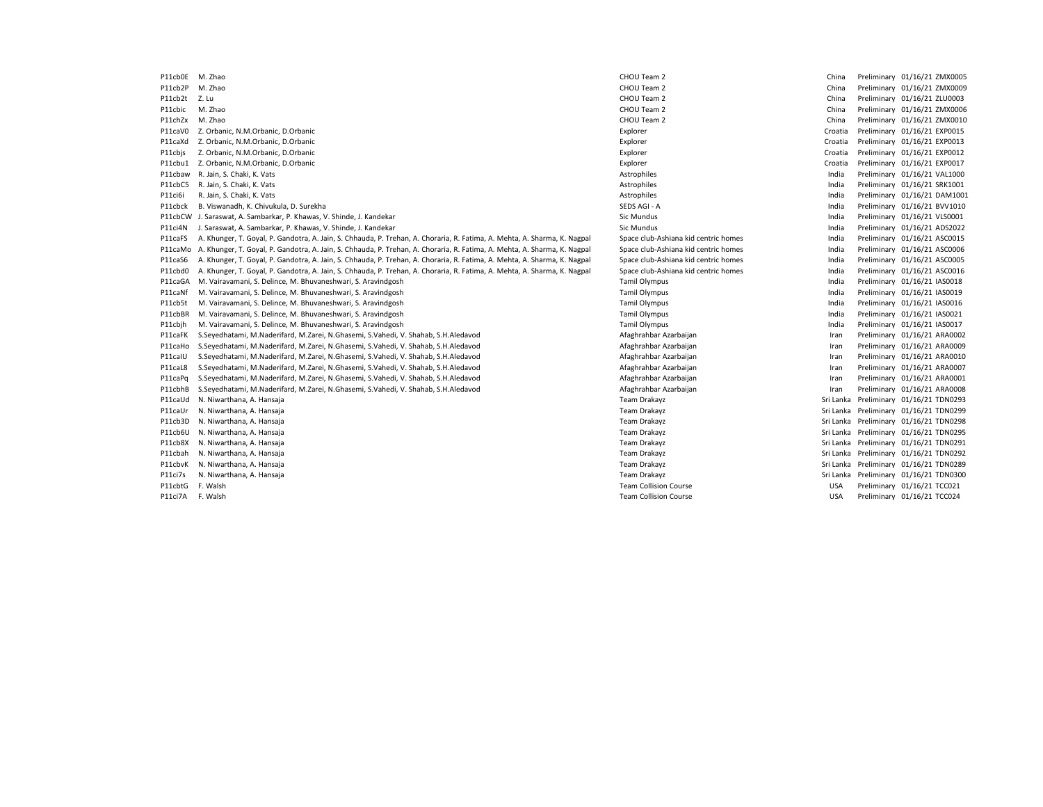| | | | | | | |
|---|---|---|---|---|---|---|
| P11cb0E | M. Zhao | CHOU Team 2 | China | Preliminary | 01/16/21 | ZMX0005 |
| P11cb2P | M. Zhao | CHOU Team 2 | China | Preliminary | 01/16/21 | ZMX0009 |
| P11cb2t | Z. Lu | CHOU Team 2 | China | Preliminary | 01/16/21 | ZLU0003 |
| P11cbic | M. Zhao | CHOU Team 2 | China | Preliminary | 01/16/21 | ZMX0006 |
| P11chZx | M. Zhao | CHOU Team 2 | China | Preliminary | 01/16/21 | ZMX0010 |
| P11caV0 | Z. Orbanic, N.M.Orbanic, D.Orbanic | Explorer | Croatia | Preliminary | 01/16/21 | EXP0015 |
| P11caXd | Z. Orbanic, N.M.Orbanic, D.Orbanic | Explorer | Croatia | Preliminary | 01/16/21 | EXP0013 |
| P11cbjs | Z. Orbanic, N.M.Orbanic, D.Orbanic | Explorer | Croatia | Preliminary | 01/16/21 | EXP0012 |
| P11cbu1 | Z. Orbanic, N.M.Orbanic, D.Orbanic | Explorer | Croatia | Preliminary | 01/16/21 | EXP0017 |
| P11cbaw | R. Jain, S. Chaki, K. Vats | Astrophiles | India | Preliminary | 01/16/21 | VAL1000 |
| P11cbC5 | R. Jain, S. Chaki, K. Vats | Astrophiles | India | Preliminary | 01/16/21 | SRK1001 |
| P11ci6i | R. Jain, S. Chaki, K. Vats | Astrophiles | India | Preliminary | 01/16/21 | DAM1001 |
| P11cbck | B. Viswanadh, K. Chivukula, D. Surekha | SEDS AGI - A | India | Preliminary | 01/16/21 | BVV1010 |
| P11cbCW | J. Saraswat, A. Sambarkar, P. Khawas, V. Shinde, J. Kandekar | Sic Mundus | India | Preliminary | 01/16/21 | VLS0001 |
| P11ci4N | J. Saraswat, A. Sambarkar, P. Khawas, V. Shinde, J. Kandekar | Sic Mundus | India | Preliminary | 01/16/21 | ADS2022 |
| P11caFS | A. Khunger, T. Goyal, P. Gandotra, A. Jain, S. Chhauda, P. Trehan, A. Choraria, R. Fatima, A. Mehta, A. Sharma, K. Nagpal | Space club-Ashiana kid centric homes | India | Preliminary | 01/16/21 | ASC0015 |
| P11caMo | A. Khunger, T. Goyal, P. Gandotra, A. Jain, S. Chhauda, P. Trehan, A. Choraria, R. Fatima, A. Mehta, A. Sharma, K. Nagpal | Space club-Ashiana kid centric homes | India | Preliminary | 01/16/21 | ASC0006 |
| P11caS6 | A. Khunger, T. Goyal, P. Gandotra, A. Jain, S. Chhauda, P. Trehan, A. Choraria, R. Fatima, A. Mehta, A. Sharma, K. Nagpal | Space club-Ashiana kid centric homes | India | Preliminary | 01/16/21 | ASC0005 |
| P11cbd0 | A. Khunger, T. Goyal, P. Gandotra, A. Jain, S. Chhauda, P. Trehan, A. Choraria, R. Fatima, A. Mehta, A. Sharma, K. Nagpal | Space club-Ashiana kid centric homes | India | Preliminary | 01/16/21 | ASC0016 |
| P11caGA | M. Vairavamani, S. Delince, M. Bhuvaneshwari, S. Aravindgosh | Tamil Olympus | India | Preliminary | 01/16/21 | IAS0018 |
| P11caNf | M. Vairavamani, S. Delince, M. Bhuvaneshwari, S. Aravindgosh | Tamil Olympus | India | Preliminary | 01/16/21 | IAS0019 |
| P11cb5t | M. Vairavamani, S. Delince, M. Bhuvaneshwari, S. Aravindgosh | Tamil Olympus | India | Preliminary | 01/16/21 | IAS0016 |
| P11cbBR | M. Vairavamani, S. Delince, M. Bhuvaneshwari, S. Aravindgosh | Tamil Olympus | India | Preliminary | 01/16/21 | IAS0021 |
| P11cbjh | M. Vairavamani, S. Delince, M. Bhuvaneshwari, S. Aravindgosh | Tamil Olympus | India | Preliminary | 01/16/21 | IAS0017 |
| P11caFK | S.Seyedhatami, M.Naderifard, M.Zarei, N.Ghasemi, S.Vahedi, V. Shahab, S.H.Aledavod | Afaghrahbar Azarbaijan | Iran | Preliminary | 01/16/21 | ARA0002 |
| P11caHo | S.Seyedhatami, M.Naderifard, M.Zarei, N.Ghasemi, S.Vahedi, V. Shahab, S.H.Aledavod | Afaghrahbar Azarbaijan | Iran | Preliminary | 01/16/21 | ARA0009 |
| P11caIU | S.Seyedhatami, M.Naderifard, M.Zarei, N.Ghasemi, S.Vahedi, V. Shahab, S.H.Aledavod | Afaghrahbar Azarbaijan | Iran | Preliminary | 01/16/21 | ARA0010 |
| P11caL8 | S.Seyedhatami, M.Naderifard, M.Zarei, N.Ghasemi, S.Vahedi, V. Shahab, S.H.Aledavod | Afaghrahbar Azarbaijan | Iran | Preliminary | 01/16/21 | ARA0007 |
| P11caPq | S.Seyedhatami, M.Naderifard, M.Zarei, N.Ghasemi, S.Vahedi, V. Shahab, S.H.Aledavod | Afaghrahbar Azarbaijan | Iran | Preliminary | 01/16/21 | ARA0001 |
| P11cbhB | S.Seyedhatami, M.Naderifard, M.Zarei, N.Ghasemi, S.Vahedi, V. Shahab, S.H.Aledavod | Afaghrahbar Azarbaijan | Iran | Preliminary | 01/16/21 | ARA0008 |
| P11caUd | N. Niwarthana, A. Hansaja | Team Drakayz | Sri Lanka | Preliminary | 01/16/21 | TDN0293 |
| P11caUr | N. Niwarthana, A. Hansaja | Team Drakayz | Sri Lanka | Preliminary | 01/16/21 | TDN0299 |
| P11cb3D | N. Niwarthana, A. Hansaja | Team Drakayz | Sri Lanka | Preliminary | 01/16/21 | TDN0298 |
| P11cb6U | N. Niwarthana, A. Hansaja | Team Drakayz | Sri Lanka | Preliminary | 01/16/21 | TDN0295 |
| P11cb8X | N. Niwarthana, A. Hansaja | Team Drakayz | Sri Lanka | Preliminary | 01/16/21 | TDN0291 |
| P11cbah | N. Niwarthana, A. Hansaja | Team Drakayz | Sri Lanka | Preliminary | 01/16/21 | TDN0292 |
| P11cbvK | N. Niwarthana, A. Hansaja | Team Drakayz | Sri Lanka | Preliminary | 01/16/21 | TDN0289 |
| P11ci7s | N. Niwarthana, A. Hansaja | Team Drakayz | Sri Lanka | Preliminary | 01/16/21 | TDN0300 |
| P11cbtG | F. Walsh | Team Collision Course | USA | Preliminary | 01/16/21 | TCC021 |
| P11ci7A | F. Walsh | Team Collision Course | USA | Preliminary | 01/16/21 | TCC024 |